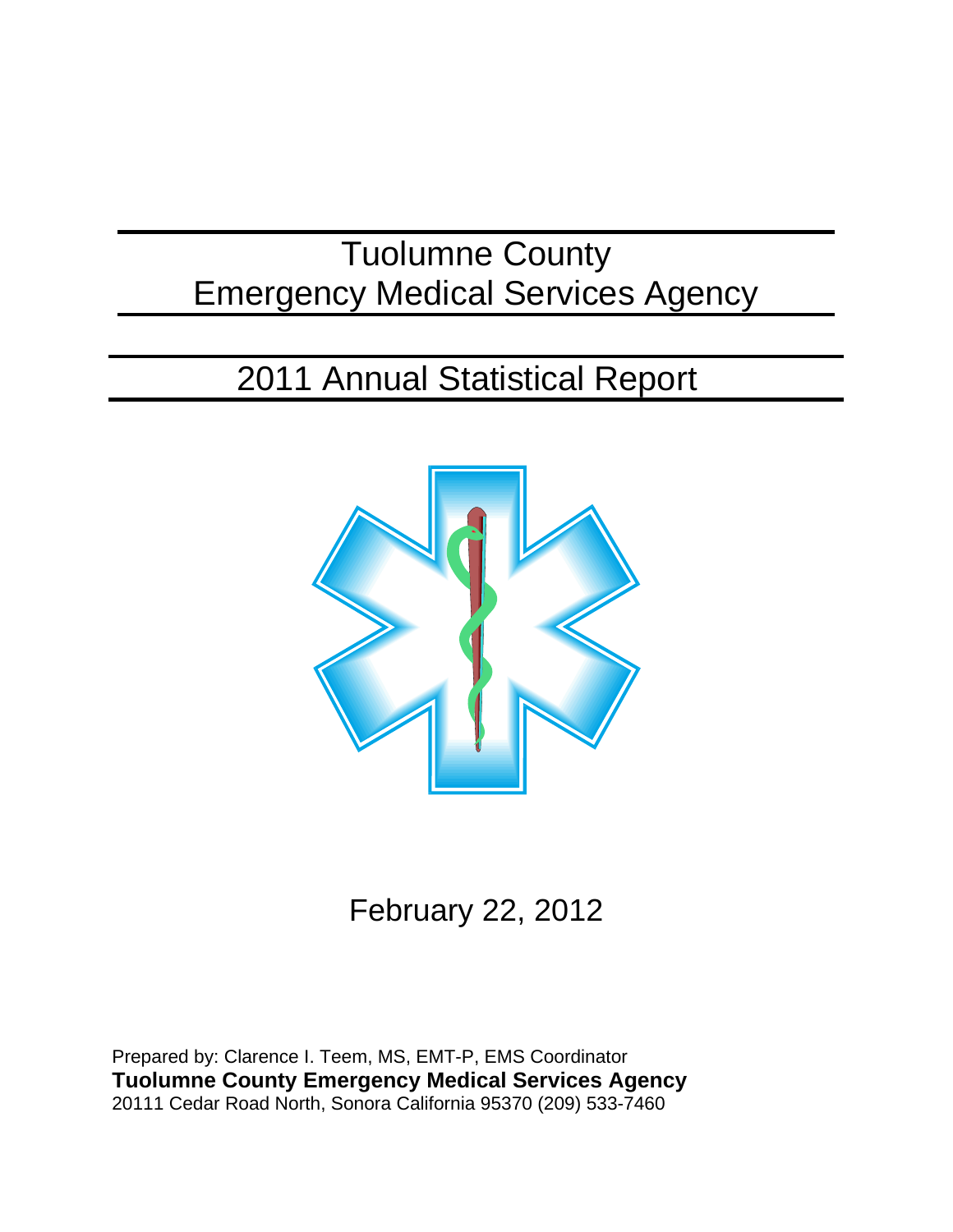# Tuolumne County
# Emergency Medical Services Agency

## 2011 Annual Statistical Report

February 22, 2012

Prepared by: Clarence I. Teem, MS, EMT-P, EMS Coordinator
**Tuolumne County Emergency Medical Services Agency**
20111 Cedar Road North, Sonora California 95370 (209) 533-7460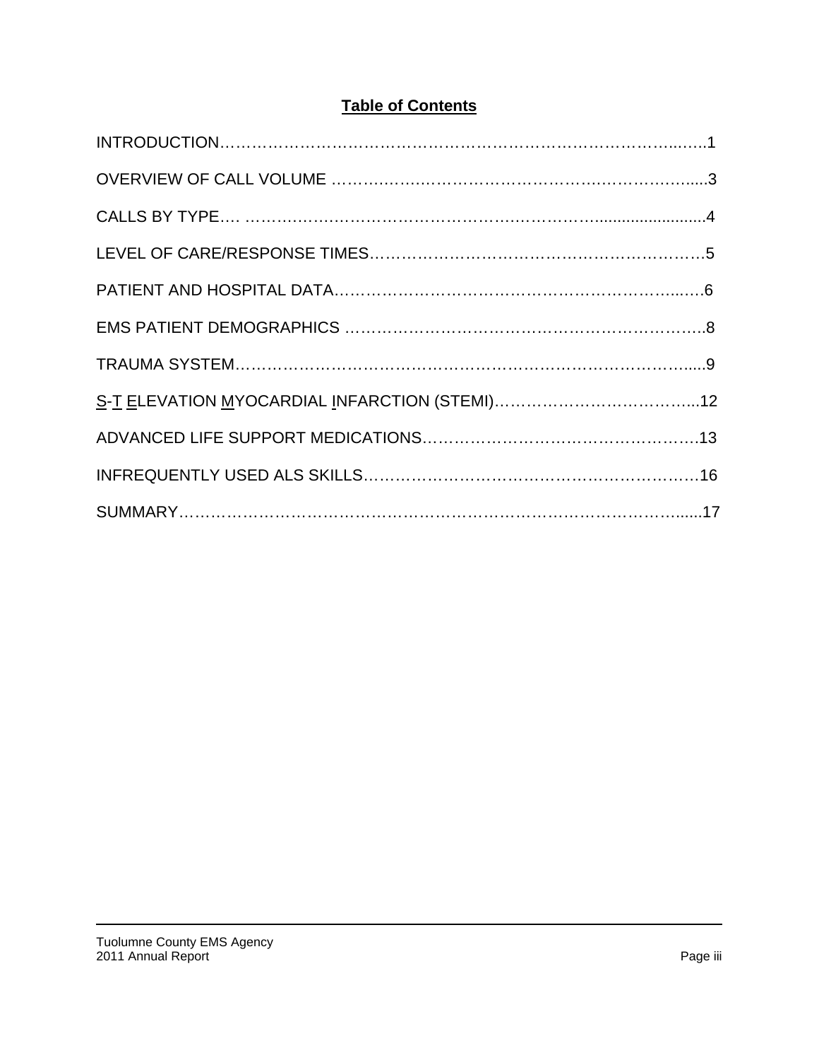# Table of Contents

INTRODUCTION……………………………………………………………………………..…..1

OVERVIEW OF CALL VOLUME ……….……….……………………….……….……….....3

CALLS BY TYPE…. ……….……….……………………….………………........................4

LEVEL OF CARE/RESPONSE TIMES……….……….……….……….……….……….…5

PATIENT AND HOSPITAL DATA…………………………………………………….…..….6

EMS PATIENT DEMOGRAPHICS ………………….………………………………………..8

TRAUMA SYSTEM…………………………………………………….………………….......9

S-T ELEVATION MYOCARDIAL INFARCTION (STEMI)…………………………………...12

ADVANCED LIFE SUPPORT MEDICATIONS.……………………………………………….13

INFREQUENTLY USED ALS SKILLS……………………………………………………………16

SUMMARY……………………………….………………………………………………….......17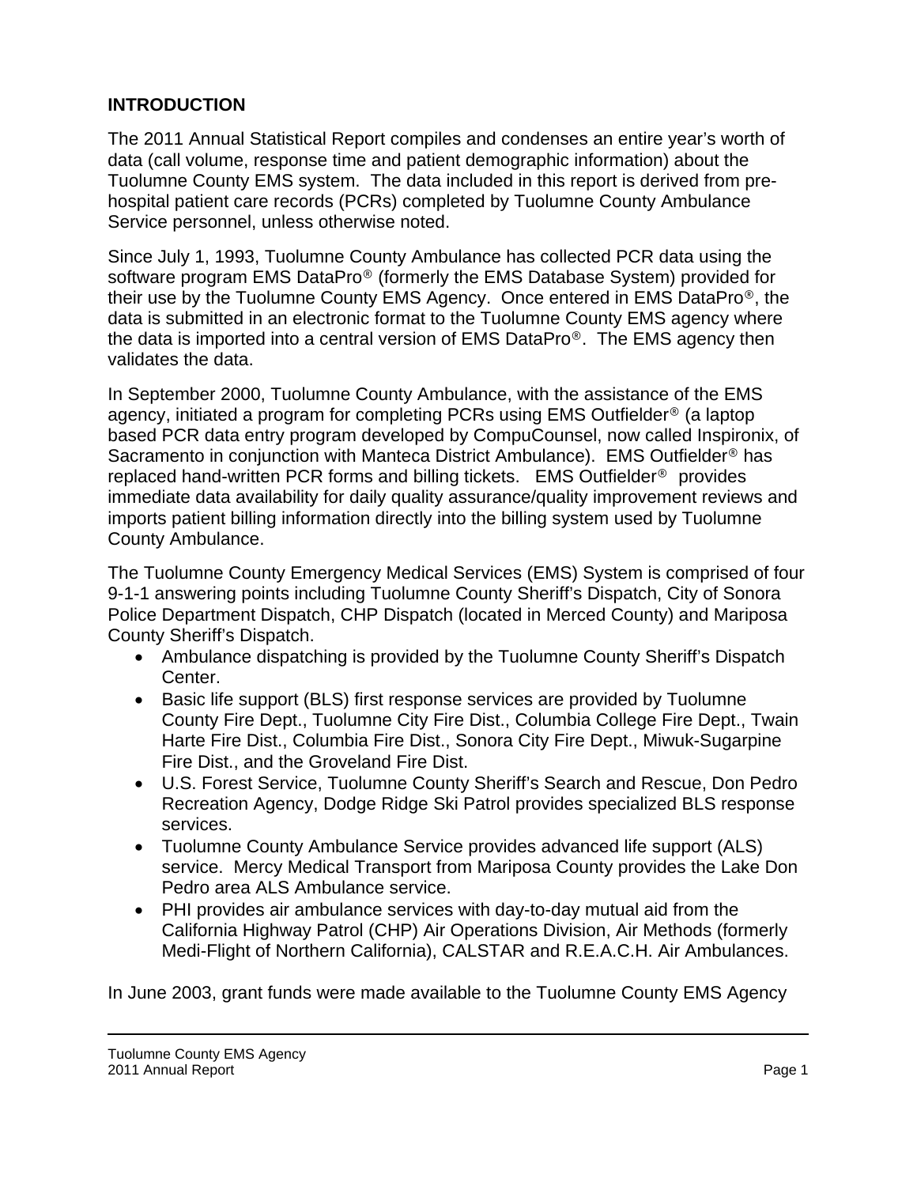### INTRODUCTION

The 2011 Annual Statistical Report compiles and condenses an entire year's worth of data (call volume, response time and patient demographic information) about the Tuolumne County EMS system. The data included in this report is derived from pre-hospital patient care records (PCRs) completed by Tuolumne County Ambulance Service personnel, unless otherwise noted.

Since July 1, 1993, Tuolumne County Ambulance has collected PCR data using the software program EMS DataPro® (formerly the EMS Database System) provided for their use by the Tuolumne County EMS Agency. Once entered in EMS DataPro®, the data is submitted in an electronic format to the Tuolumne County EMS agency where the data is imported into a central version of EMS DataPro®. The EMS agency then validates the data.

In September 2000, Tuolumne County Ambulance, with the assistance of the EMS agency, initiated a program for completing PCRs using EMS Outfielder® (a laptop based PCR data entry program developed by CompuCounsel, now called Inspironix, of Sacramento in conjunction with Manteca District Ambulance). EMS Outfielder® has replaced hand-written PCR forms and billing tickets. EMS Outfielder® provides immediate data availability for daily quality assurance/quality improvement reviews and imports patient billing information directly into the billing system used by Tuolumne County Ambulance.

The Tuolumne County Emergency Medical Services (EMS) System is comprised of four 9-1-1 answering points including Tuolumne County Sheriff's Dispatch, City of Sonora Police Department Dispatch, CHP Dispatch (located in Merced County) and Mariposa County Sheriff's Dispatch.

- Ambulance dispatching is provided by the Tuolumne County Sheriff's Dispatch Center.
- Basic life support (BLS) first response services are provided by Tuolumne County Fire Dept., Tuolumne City Fire Dist., Columbia College Fire Dept., Twain Harte Fire Dist., Columbia Fire Dist., Sonora City Fire Dept., Miwuk-Sugarpine Fire Dist., and the Groveland Fire Dist.
- U.S. Forest Service, Tuolumne County Sheriff's Search and Rescue, Don Pedro Recreation Agency, Dodge Ridge Ski Patrol provides specialized BLS response services.
- Tuolumne County Ambulance Service provides advanced life support (ALS) service. Mercy Medical Transport from Mariposa County provides the Lake Don Pedro area ALS Ambulance service.
- PHI provides air ambulance services with day-to-day mutual aid from the California Highway Patrol (CHP) Air Operations Division, Air Methods (formerly Medi-Flight of Northern California), CALSTAR and R.E.A.C.H. Air Ambulances.

In June 2003, grant funds were made available to the Tuolumne County EMS Agency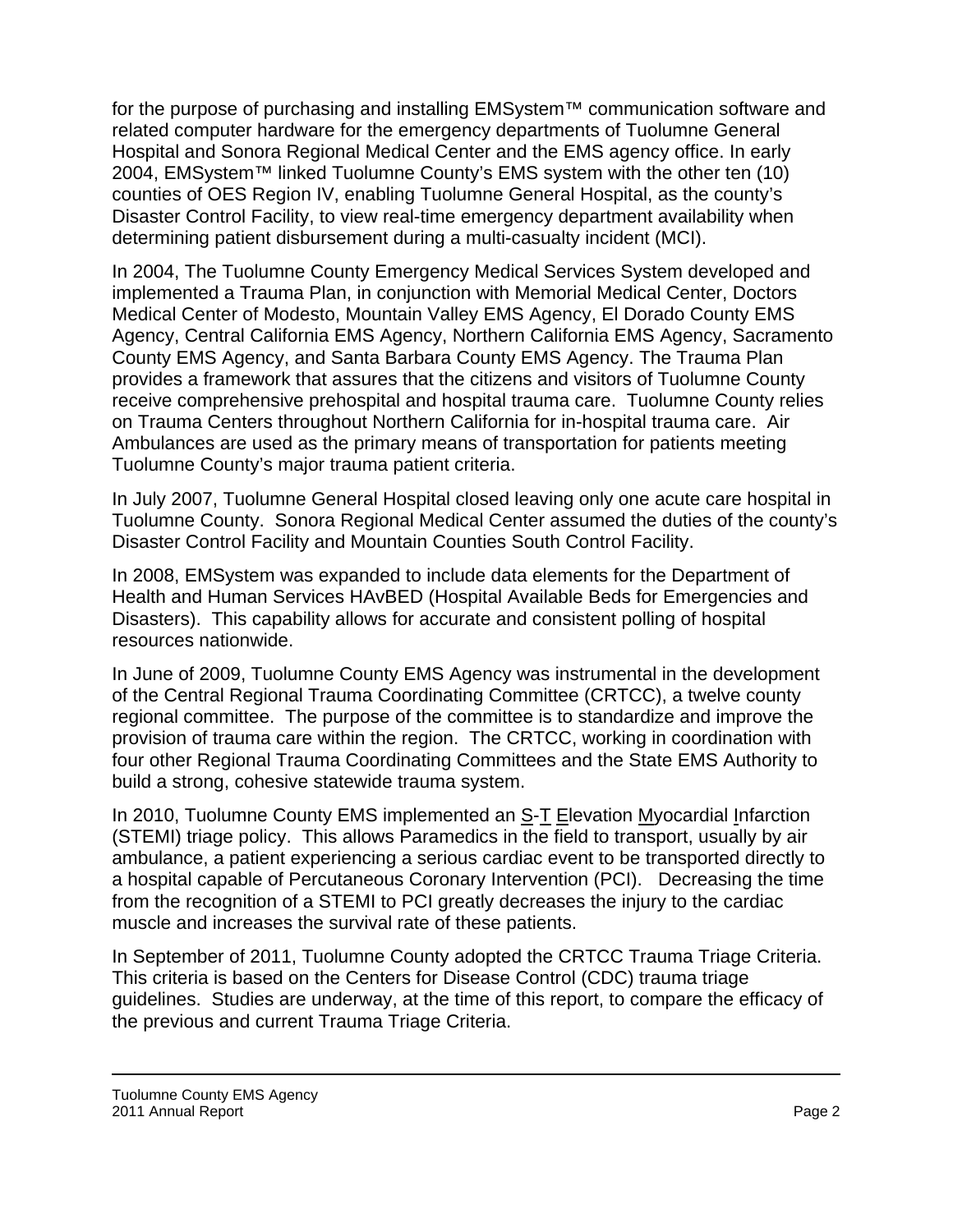for the purpose of purchasing and installing EMSystem™ communication software and related computer hardware for the emergency departments of Tuolumne General Hospital and Sonora Regional Medical Center and the EMS agency office. In early 2004, EMSystem™ linked Tuolumne County's EMS system with the other ten (10) counties of OES Region IV, enabling Tuolumne General Hospital, as the county's Disaster Control Facility, to view real-time emergency department availability when determining patient disbursement during a multi-casualty incident (MCI).

In 2004, The Tuolumne County Emergency Medical Services System developed and implemented a Trauma Plan, in conjunction with Memorial Medical Center, Doctors Medical Center of Modesto, Mountain Valley EMS Agency, El Dorado County EMS Agency, Central California EMS Agency, Northern California EMS Agency, Sacramento County EMS Agency, and Santa Barbara County EMS Agency. The Trauma Plan provides a framework that assures that the citizens and visitors of Tuolumne County receive comprehensive prehospital and hospital trauma care. Tuolumne County relies on Trauma Centers throughout Northern California for in-hospital trauma care. Air Ambulances are used as the primary means of transportation for patients meeting Tuolumne County's major trauma patient criteria.

In July 2007, Tuolumne General Hospital closed leaving only one acute care hospital in Tuolumne County. Sonora Regional Medical Center assumed the duties of the county's Disaster Control Facility and Mountain Counties South Control Facility.

In 2008, EMSystem was expanded to include data elements for the Department of Health and Human Services HAvBED (Hospital Available Beds for Emergencies and Disasters). This capability allows for accurate and consistent polling of hospital resources nationwide.

In June of 2009, Tuolumne County EMS Agency was instrumental in the development of the Central Regional Trauma Coordinating Committee (CRTCC), a twelve county regional committee. The purpose of the committee is to standardize and improve the provision of trauma care within the region. The CRTCC, working in coordination with four other Regional Trauma Coordinating Committees and the State EMS Authority to build a strong, cohesive statewide trauma system.

In 2010, Tuolumne County EMS implemented an S-T Elevation Myocardial Infarction (STEMI) triage policy. This allows Paramedics in the field to transport, usually by air ambulance, a patient experiencing a serious cardiac event to be transported directly to a hospital capable of Percutaneous Coronary Intervention (PCI). Decreasing the time from the recognition of a STEMI to PCI greatly decreases the injury to the cardiac muscle and increases the survival rate of these patients.

In September of 2011, Tuolumne County adopted the CRTCC Trauma Triage Criteria. This criteria is based on the Centers for Disease Control (CDC) trauma triage guidelines. Studies are underway, at the time of this report, to compare the efficacy of the previous and current Trauma Triage Criteria.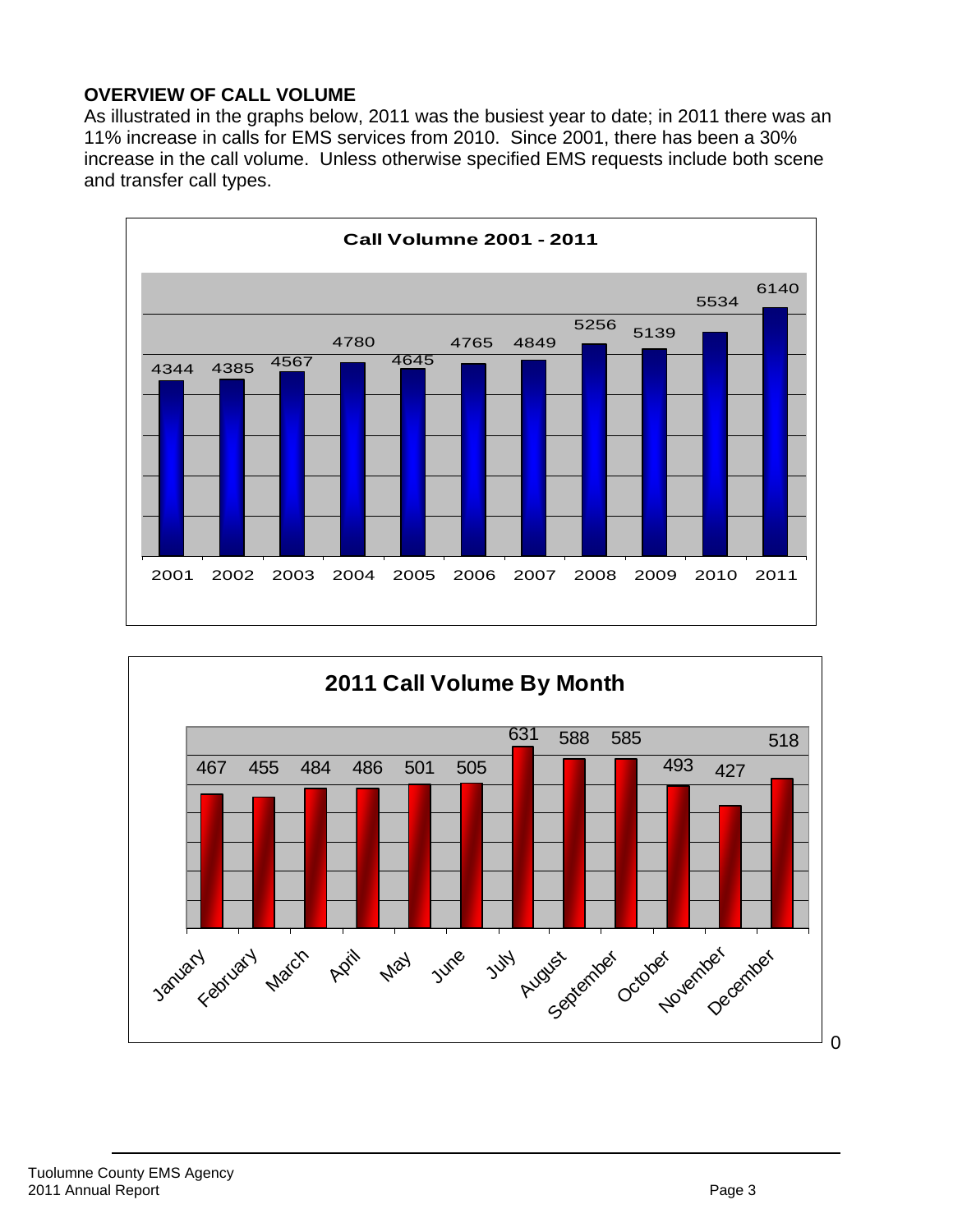**OVERVIEW OF CALL VOLUME**

As illustrated in the graphs below, 2011 was the busiest year to date; in 2011 there was an 11% increase in calls for EMS services from 2010. Since 2001, there has been a 30% increase in the call volume. Unless otherwise specified EMS requests include both scene and transfer call types.

**Call Volumne 2001 - 2011**

| Year | 2001 | 2002 | 2003 | 2004 | 2005 | 2006 | 2007 | 2008 | 2009 | 2010 | 2011 |
|---|---|---|---|---|---|---|---|---|---|---|---|
| Calls | 4344 | 4385 | 4567 | 4780 | 4645 | 4765 | 4849 | 5256 | 5139 | 5534 | 6140 |

**2011 Call Volume By Month**

| Month | January | February | March | April | May | June | July | August | September | October | November | December |
|---|---|---|---|---|---|---|---|---|---|---|---|---|
| Calls | 467 | 455 | 484 | 486 | 501 | 505 | 631 | 588 | 585 | 493 | 427 | 518 |

0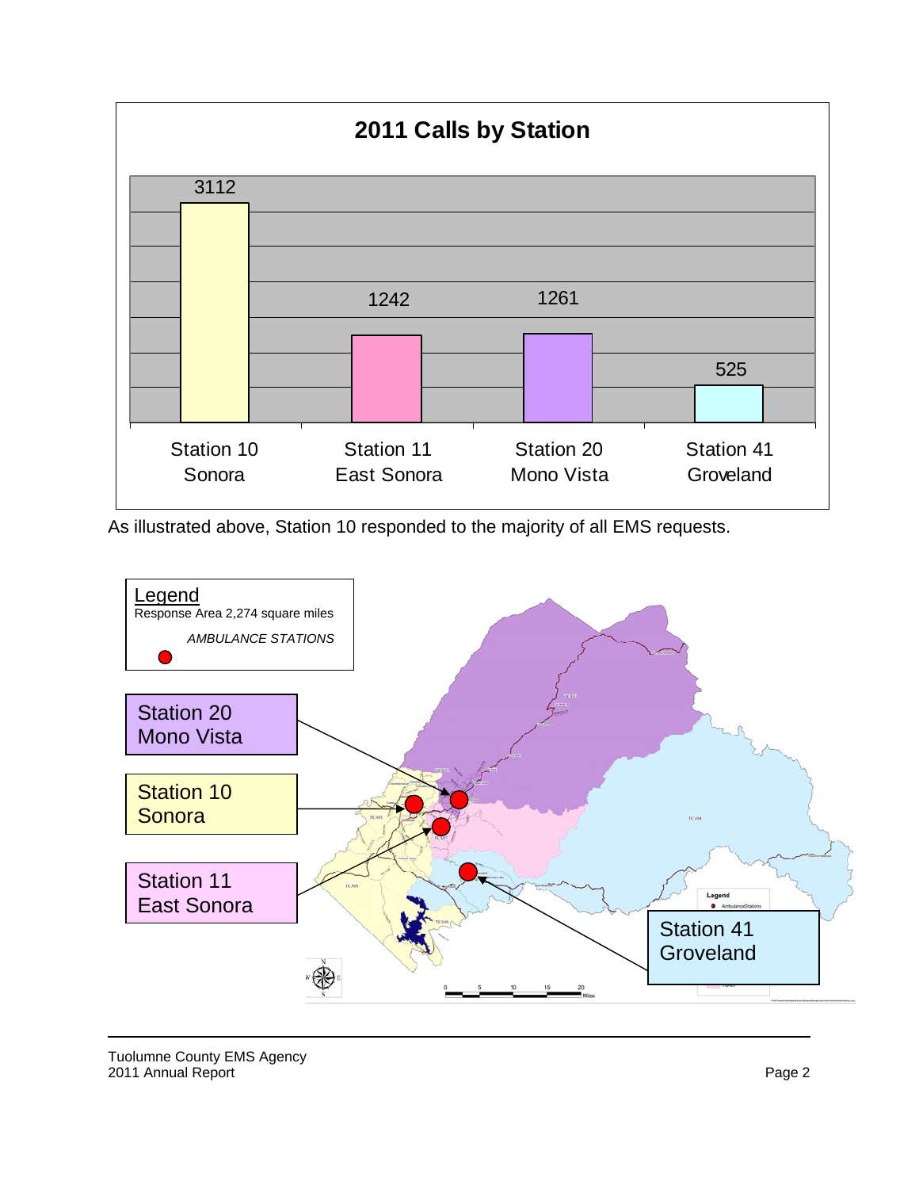## 2011 Calls by Station

| Station | Calls |
|---|---|
| Station 10 Sonora | 3112 |
| Station 11 East Sonora | 1242 |
| Station 20 Mono Vista | 1261 |
| Station 41 Groveland | 525 |

As illustrated above, Station 10 responded to the majority of all EMS requests.

Legend
Response Area 2,274 square miles

*AMBULANCE STATIONS*

Station 20 Mono Vista

Station 10 Sonora

Station 11 East Sonora

Station 41 Groveland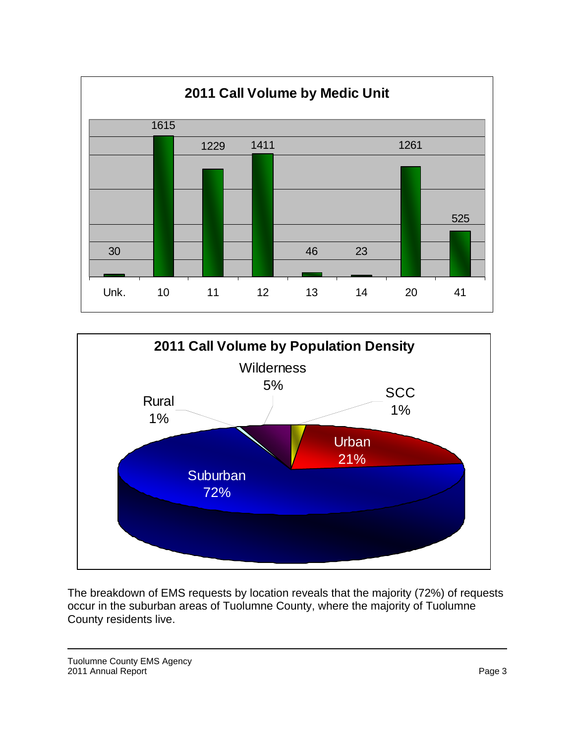**2011 Call Volume by Medic Unit**

| Unit | Unk. | 10 | 11 | 12 | 13 | 14 | 20 | 41 |
|---|---|---|---|---|---|---|---|---|
| Calls | 30 | 1615 | 1229 | 1411 | 46 | 23 | 1261 | 525 |

**2011 Call Volume by Population Density**

| Population Density | Percent |
|---|---|
| Suburban | 72% |
| Urban | 21% |
| Wilderness | 5% |
| Rural | 1% |
| SCC | 1% |

The breakdown of EMS requests by location reveals that the majority (72%) of requests occur in the suburban areas of Tuolumne County, where the majority of Tuolumne County residents live.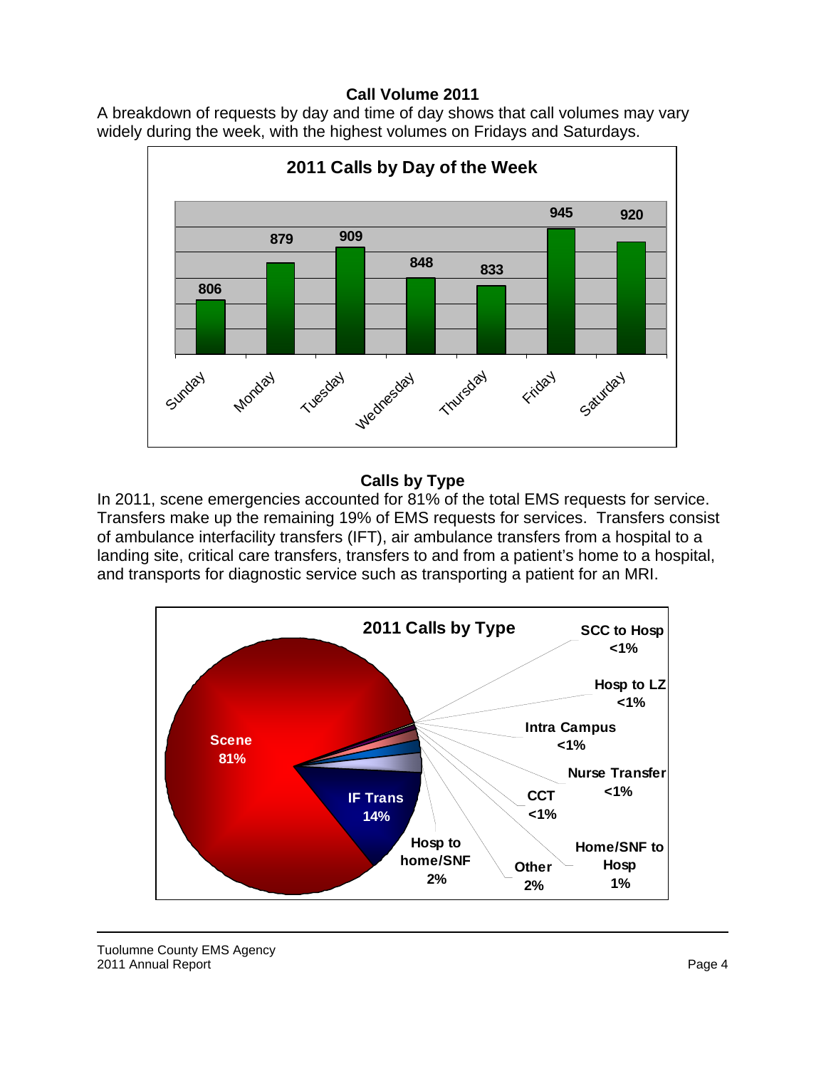## Call Volume 2011

A breakdown of requests by day and time of day shows that call volumes may vary widely during the week, with the highest volumes on Fridays and Saturdays.

**2011 Calls by Day of the Week**

| Day | Calls |
|---|---|
| Sunday | 806 |
| Monday | 879 |
| Tuesday | 909 |
| Wednesday | 848 |
| Thursday | 833 |
| Friday | 945 |
| Saturday | 920 |

## Calls by Type

In 2011, scene emergencies accounted for 81% of the total EMS requests for service. Transfers make up the remaining 19% of EMS requests for services. Transfers consist of ambulance interfacility transfers (IFT), air ambulance transfers from a hospital to a landing site, critical care transfers, transfers to and from a patient's home to a hospital, and transports for diagnostic service such as transporting a patient for an MRI.

**2011 Calls by Type**

| Type | Percent |
|---|---|
| Scene | 81% |
| IF Trans | 14% |
| Hosp to home/SNF | 2% |
| Other | 2% |
| Home/SNF to Hosp | 1% |
| CCT | <1% |
| Nurse Transfer | <1% |
| Intra Campus | <1% |
| Hosp to LZ | <1% |
| SCC to Hosp | <1% |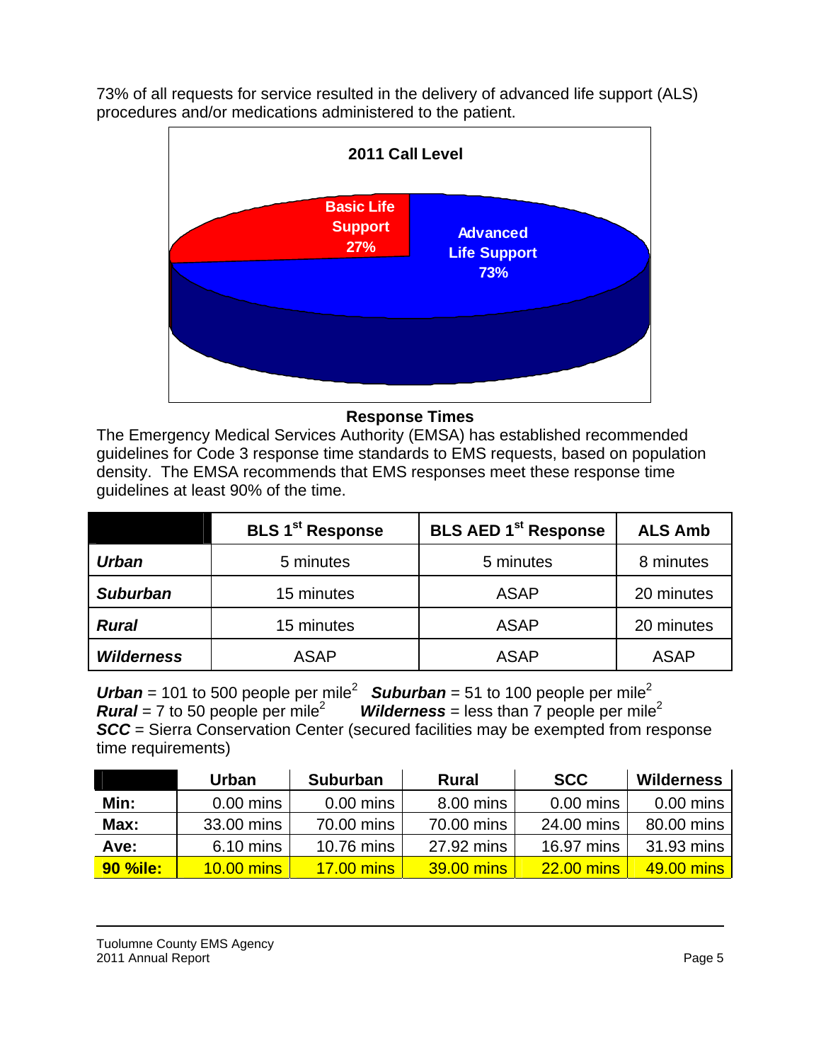73% of all requests for service resulted in the delivery of advanced life support (ALS) procedures and/or medications administered to the patient.

**2011 Call Level**

Basic Life Support 27%

Advanced Life Support 73%

**Response Times**

The Emergency Medical Services Authority (EMSA) has established recommended guidelines for Code 3 response time standards to EMS requests, based on population density. The EMSA recommends that EMS responses meet these response time guidelines at least 90% of the time.

| | BLS 1st Response | BLS AED 1st Response | ALS Amb |
|---|---|---|---|
| ***Urban*** | 5 minutes | 5 minutes | 8 minutes |
| ***Suburban*** | 15 minutes | ASAP | 20 minutes |
| ***Rural*** | 15 minutes | ASAP | 20 minutes |
| ***Wilderness*** | ASAP | ASAP | ASAP |

***Urban*** = 101 to 500 people per mile$^2$ ***Suburban*** = 51 to 100 people per mile$^2$
***Rural*** = 7 to 50 people per mile$^2$ ***Wilderness*** = less than 7 people per mile$^2$
***SCC*** = Sierra Conservation Center (secured facilities may be exempted from response time requirements)

| | Urban | Suburban | Rural | SCC | Wilderness |
|---|---|---|---|---|---|
| **Min:** | 0.00 mins | 0.00 mins | 8.00 mins | 0.00 mins | 0.00 mins |
| **Max:** | 33.00 mins | 70.00 mins | 70.00 mins | 24.00 mins | 80.00 mins |
| **Ave:** | 6.10 mins | 10.76 mins | 27.92 mins | 16.97 mins | 31.93 mins |
| **90 %ile:** | 10.00 mins | 17.00 mins | 39.00 mins | 22.00 mins | 49.00 mins |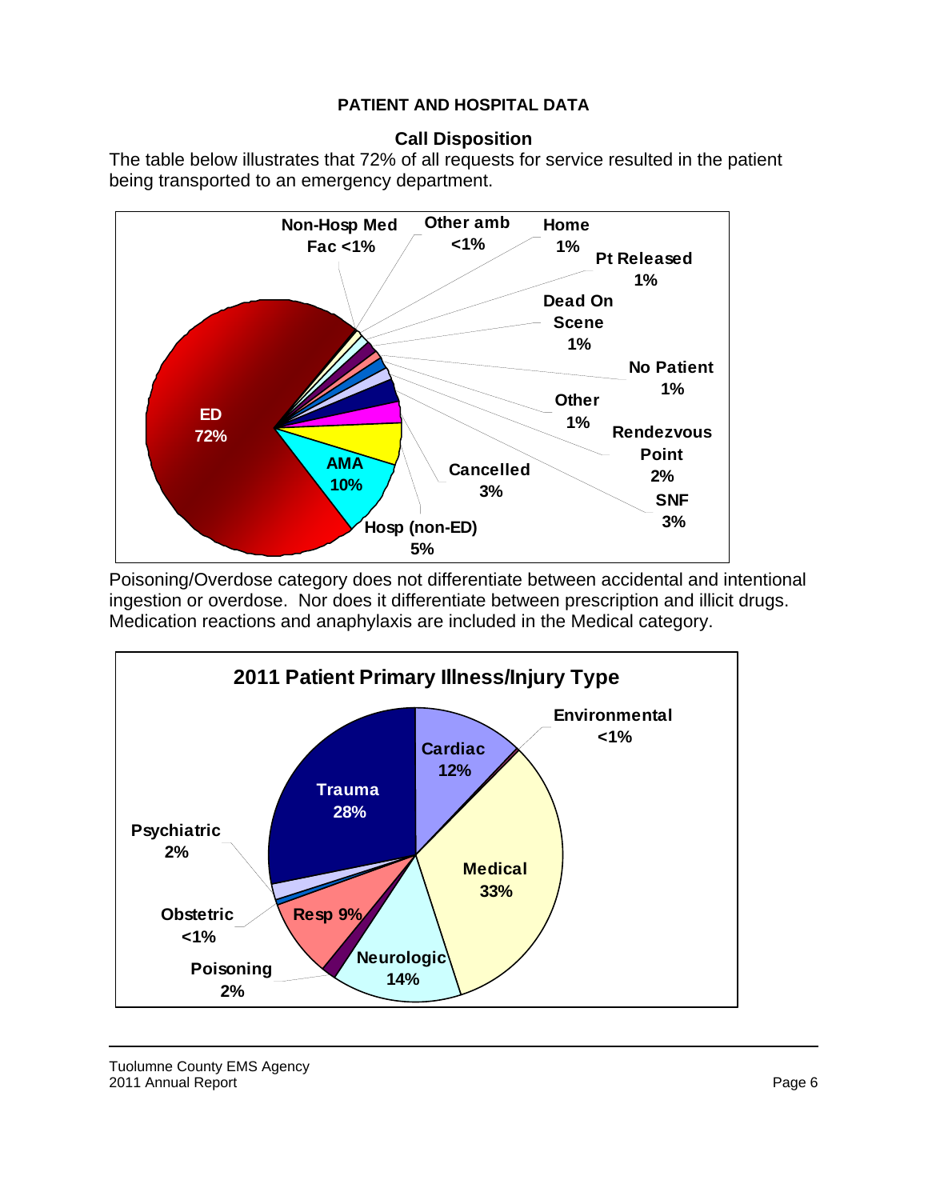**PATIENT AND HOSPITAL DATA**

## Call Disposition

The table below illustrates that 72% of all requests for service resulted in the patient being transported to an emergency department.

| Disposition | Percent |
|---|---|
| ED | 72% |
| AMA | 10% |
| Hosp (non-ED) | 5% |
| Cancelled | 3% |
| SNF | 3% |
| Rendezvous Point | 2% |
| Other | 1% |
| No Patient | 1% |
| Dead On Scene | 1% |
| Pt Released | 1% |
| Home | 1% |
| Other amb | <1% |
| Non-Hosp Med Fac | <1% |

Poisoning/Overdose category does not differentiate between accidental and intentional ingestion or overdose. Nor does it differentiate between prescription and illicit drugs. Medication reactions and anaphylaxis are included in the Medical category.

**2011 Patient Primary Illness/Injury Type**

| Type | Percent |
|---|---|
| Medical | 33% |
| Trauma | 28% |
| Neurologic | 14% |
| Cardiac | 12% |
| Resp | 9% |
| Psychiatric | 2% |
| Poisoning | 2% |
| Obstetric | <1% |
| Environmental | <1% |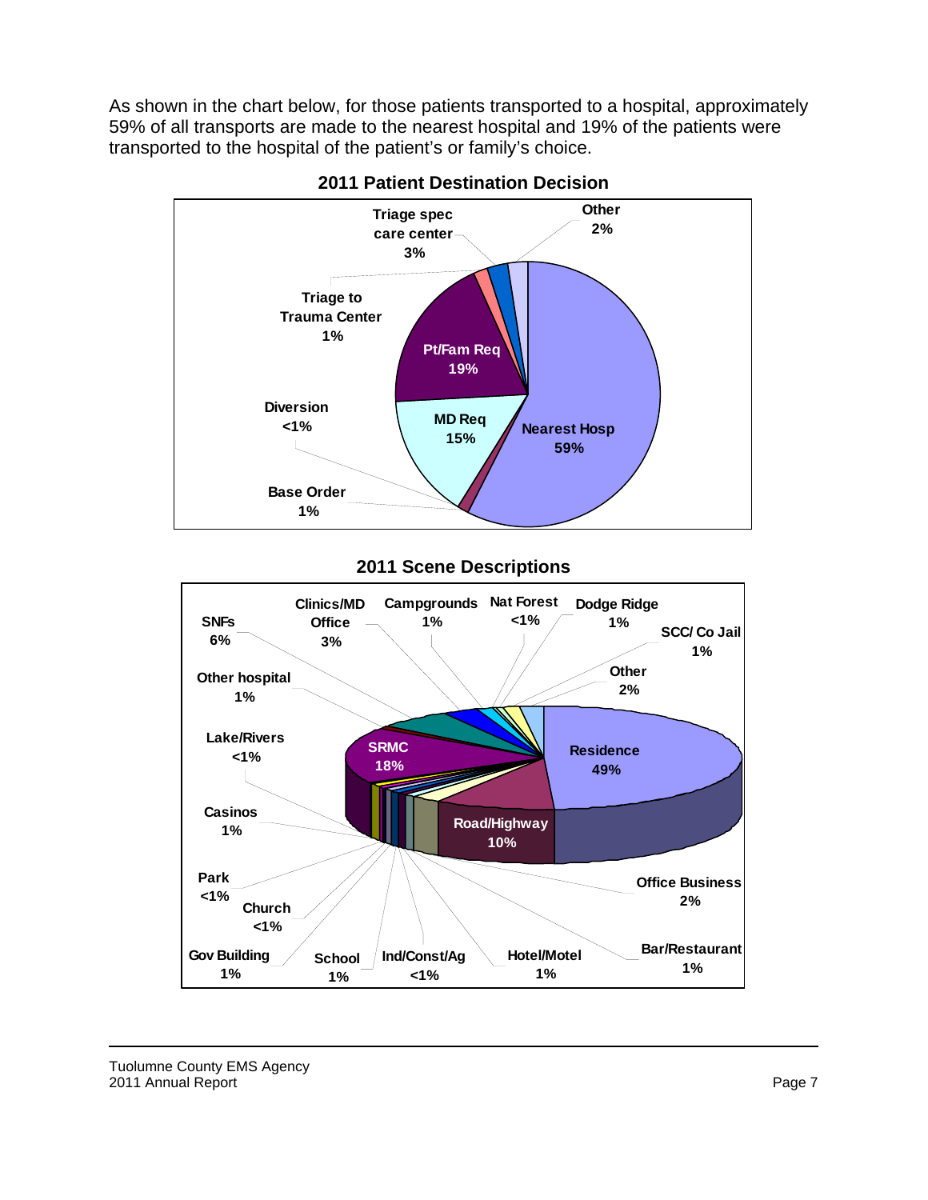As shown in the chart below, for those patients transported to a hospital, approximately 59% of all transports are made to the nearest hospital and 19% of the patients were transported to the hospital of the patient's or family's choice.

**2011 Patient Destination Decision**

| Destination Decision | Percent |
|---|---|
| Nearest Hosp | 59% |
| Pt/Fam Req | 19% |
| MD Req | 15% |
| Triage spec care center | 3% |
| Other | 2% |
| Triage to Trauma Center | 1% |
| Base Order | 1% |
| Diversion | <1% |

**2011 Scene Descriptions**

| Scene | Percent |
|---|---|
| Residence | 49% |
| SRMC | 18% |
| Road/Highway | 10% |
| SNFs | 6% |
| Clinics/MD Office | 3% |
| Office Business | 2% |
| Other | 2% |
| Campgrounds | 1% |
| Dodge Ridge | 1% |
| SCC/ Co Jail | 1% |
| Other hospital | 1% |
| Casinos | 1% |
| Gov Building | 1% |
| School | 1% |
| Hotel/Motel | 1% |
| Bar/Restaurant | 1% |
| Nat Forest | <1% |
| Lake/Rivers | <1% |
| Park | <1% |
| Church | <1% |
| Ind/Const/Ag | <1% |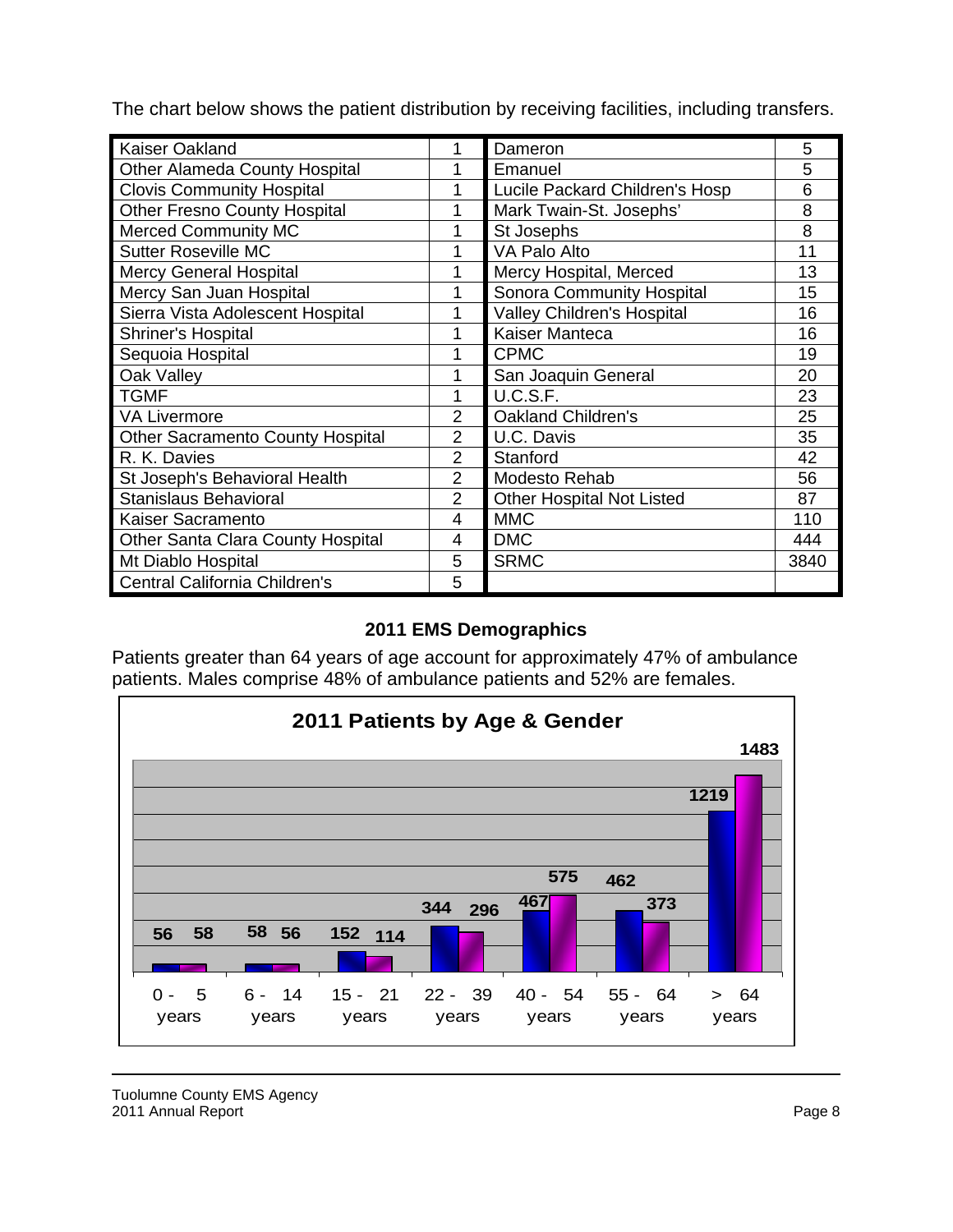The chart below shows the patient distribution by receiving facilities, including transfers.

| | | | |
|---|---|---|---|
| Kaiser Oakland | 1 | Dameron | 5 |
| Other Alameda County Hospital | 1 | Emanuel | 5 |
| Clovis Community Hospital | 1 | Lucile Packard Children's Hosp | 6 |
| Other Fresno County Hospital | 1 | Mark Twain-St. Josephs' | 8 |
| Merced Community MC | 1 | St Josephs | 8 |
| Sutter Roseville MC | 1 | VA Palo Alto | 11 |
| Mercy General Hospital | 1 | Mercy Hospital, Merced | 13 |
| Mercy San Juan Hospital | 1 | Sonora Community Hospital | 15 |
| Sierra Vista Adolescent Hospital | 1 | Valley Children's Hospital | 16 |
| Shriner's Hospital | 1 | Kaiser Manteca | 16 |
| Sequoia Hospital | 1 | CPMC | 19 |
| Oak Valley | 1 | San Joaquin General | 20 |
| TGMF | 1 | U.C.S.F. | 23 |
| VA Livermore | 2 | Oakland Children's | 25 |
| Other Sacramento County Hospital | 2 | U.C. Davis | 35 |
| R. K. Davies | 2 | Stanford | 42 |
| St Joseph's Behavioral Health | 2 | Modesto Rehab | 56 |
| Stanislaus Behavioral | 2 | Other Hospital Not Listed | 87 |
| Kaiser Sacramento | 4 | MMC | 110 |
| Other Santa Clara County Hospital | 4 | DMC | 444 |
| Mt Diablo Hospital | 5 | SRMC | 3840 |
| Central California Children's | 5 | | |

## 2011 EMS Demographics

Patients greater than 64 years of age account for approximately 47% of ambulance patients. Males comprise 48% of ambulance patients and 52% are females.

**2011 Patients by Age & Gender**

| Age | Male | Female |
|---|---|---|
| 0 - 5 years | 56 | 58 |
| 6 - 14 years | 58 | 56 |
| 15 - 21 years | 152 | 114 |
| 22 - 39 years | 344 | 296 |
| 40 - 54 years | 467 | 575 |
| 55 - 64 years | 462 | 373 |
| > 64 years | 1219 | 1483 |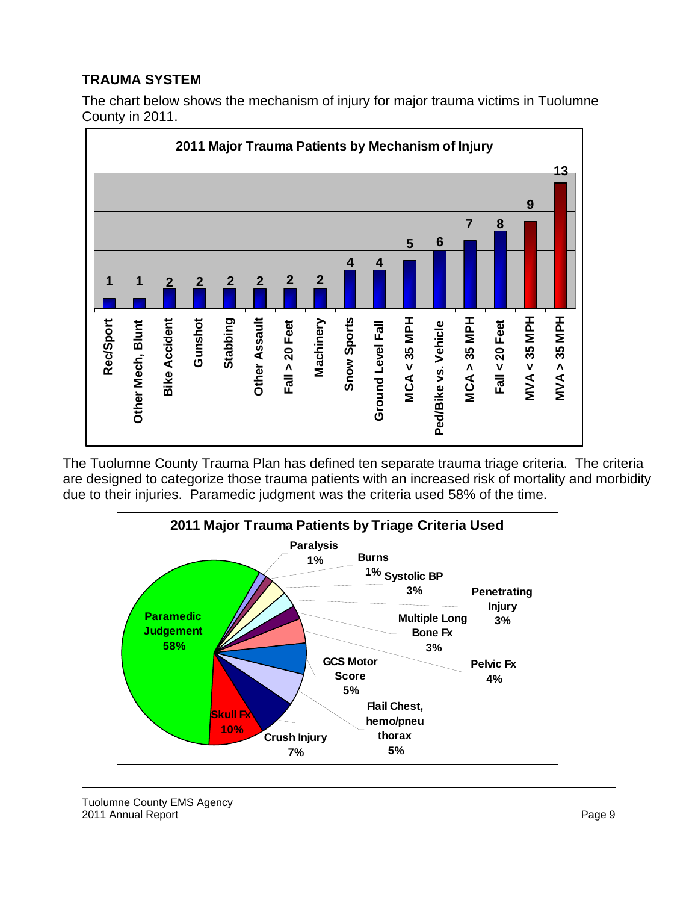## TRAUMA SYSTEM

The chart below shows the mechanism of injury for major trauma victims in Tuolumne County in 2011.

**2011 Major Trauma Patients by Mechanism of Injury**

| Mechanism of Injury | Patients |
|---|---|
| Rec/Sport | 1 |
| Other Mech, Blunt | 1 |
| Bike Accident | 2 |
| Gunshot | 2 |
| Stabbing | 2 |
| Other Assault | 2 |
| Fall > 20 Feet | 2 |
| Machinery | 2 |
| Snow Sports | 4 |
| Ground Level Fall | 4 |
| MCA < 35 MPH | 5 |
| Ped/Bike vs. Vehicle | 6 |
| MCA > 35 MPH | 7 |
| Fall < 20 Feet | 8 |
| MVA < 35 MPH | 9 |
| MVA > 35 MPH | 13 |

The Tuolumne County Trauma Plan has defined ten separate trauma triage criteria. The criteria are designed to categorize those trauma patients with an increased risk of mortality and morbidity due to their injuries. Paramedic judgment was the criteria used 58% of the time.

**2011 Major Trauma Patients by Triage Criteria Used**

| Triage Criteria | Percent |
|---|---|
| Paramedic Judgement | 58% |
| Skull Fx | 10% |
| Crush Injury | 7% |
| Flail Chest, hemo/pneu thorax | 5% |
| GCS Motor Score | 5% |
| Pelvic Fx | 4% |
| Multiple Long Bone Fx | 3% |
| Penetrating Injury | 3% |
| Systolic BP | 3% |
| Burns | 1% |
| Paralysis | 1% |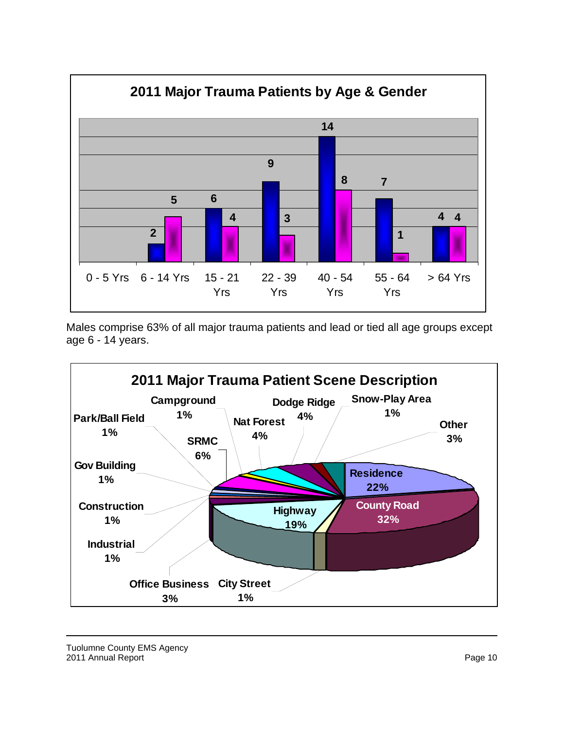## 2011 Major Trauma Patients by Age & Gender

| Age Group | Male | Female |
|---|---|---|
| 0 - 5 Yrs | | |
| 6 - 14 Yrs | 2 | 5 |
| 15 - 21 Yrs | 6 | 4 |
| 22 - 39 Yrs | 9 | 3 |
| 40 - 54 Yrs | 14 | 8 |
| 55 - 64 Yrs | 7 | 1 |
| > 64 Yrs | 4 | 4 |

Males comprise 63% of all major trauma patients and lead or tied all age groups except age 6 - 14 years.

## 2011 Major Trauma Patient Scene Description

| Scene | Percent |
|---|---|
| Residence | 22% |
| County Road | 32% |
| City Street | 1% |
| Highway | 19% |
| Office Business | 3% |
| Industrial | 1% |
| Construction | 1% |
| Gov Building | 1% |
| Park/Ball Field | 1% |
| SRMC | 6% |
| Campground | 1% |
| Nat Forest | 4% |
| Dodge Ridge | 4% |
| Snow-Play Area | 1% |
| Other | 3% |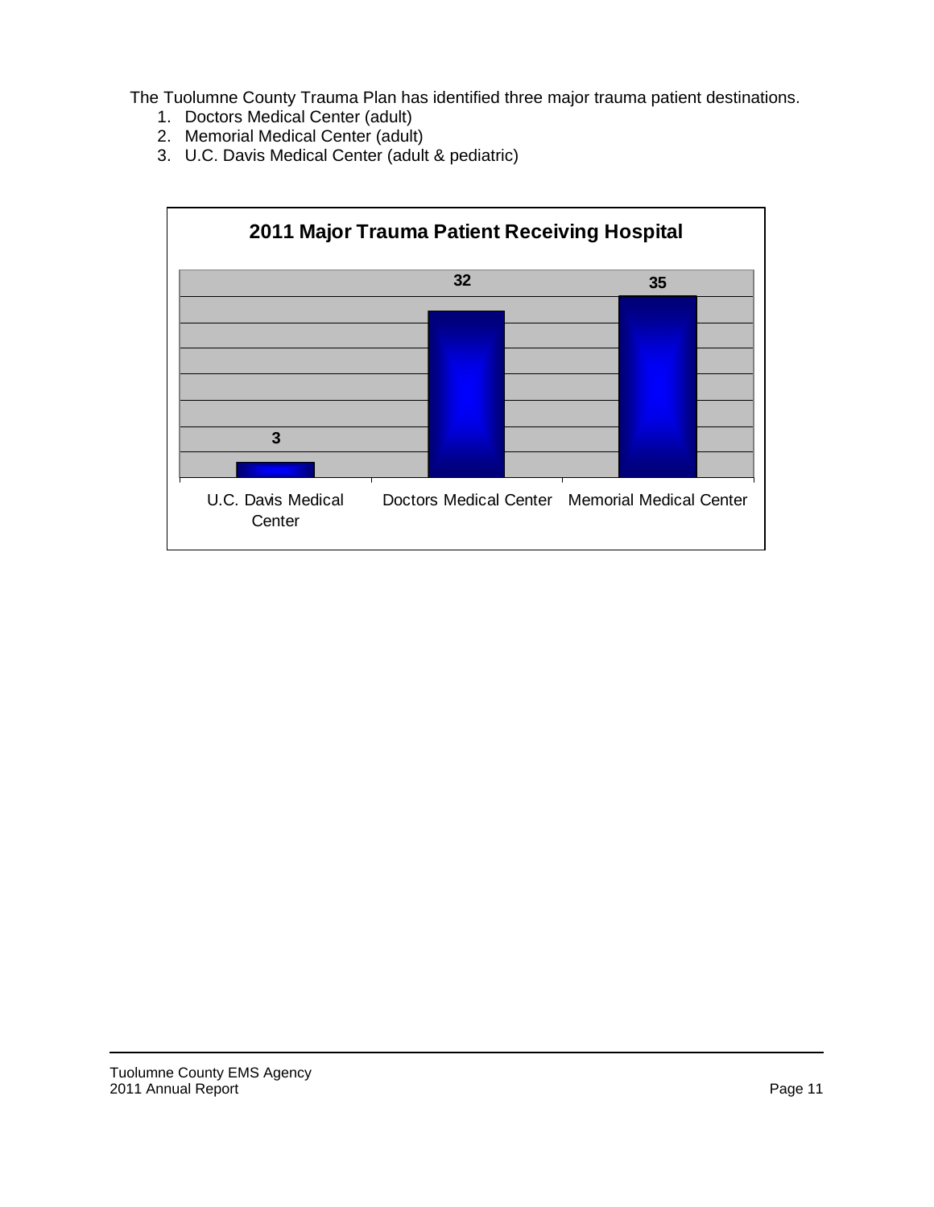The Tuolumne County Trauma Plan has identified three major trauma patient destinations.

1. Doctors Medical Center (adult)
2. Memorial Medical Center (adult)
3. U.C. Davis Medical Center (adult & pediatric)

**2011 Major Trauma Patient Receiving Hospital**

| U.C. Davis Medical Center | Doctors Medical Center | Memorial Medical Center |
|---|---|---|
| 3 | 32 | 35 |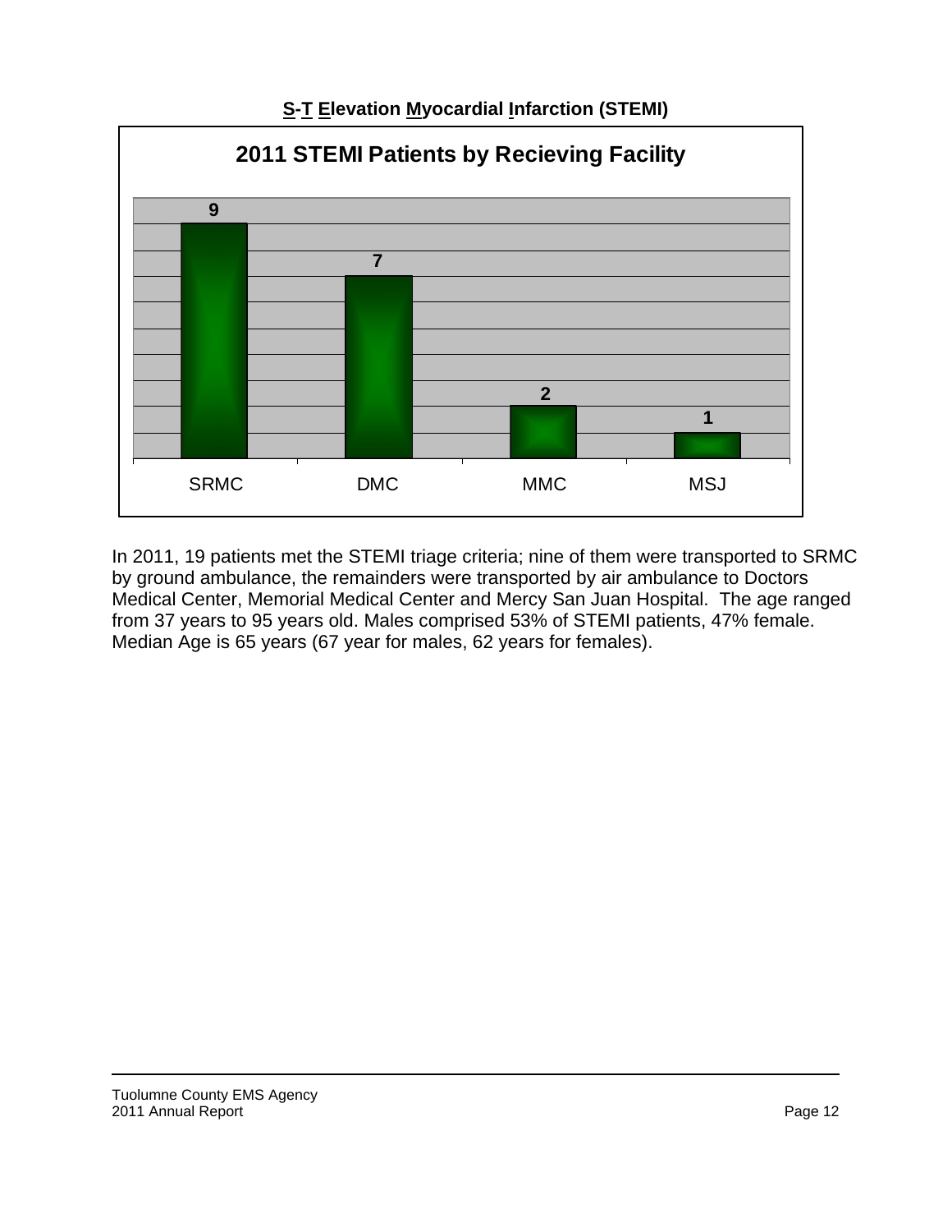## S-T Elevation Myocardial Infarction (STEMI)

**2011 STEMI Patients by Recieving Facility**

| Facility | Patients |
|---|---|
| SRMC | 9 |
| DMC | 7 |
| MMC | 2 |
| MSJ | 1 |

In 2011, 19 patients met the STEMI triage criteria; nine of them were transported to SRMC by ground ambulance, the remainders were transported by air ambulance to Doctors Medical Center, Memorial Medical Center and Mercy San Juan Hospital. The age ranged from 37 years to 95 years old. Males comprised 53% of STEMI patients, 47% female. Median Age is 65 years (67 year for males, 62 years for females).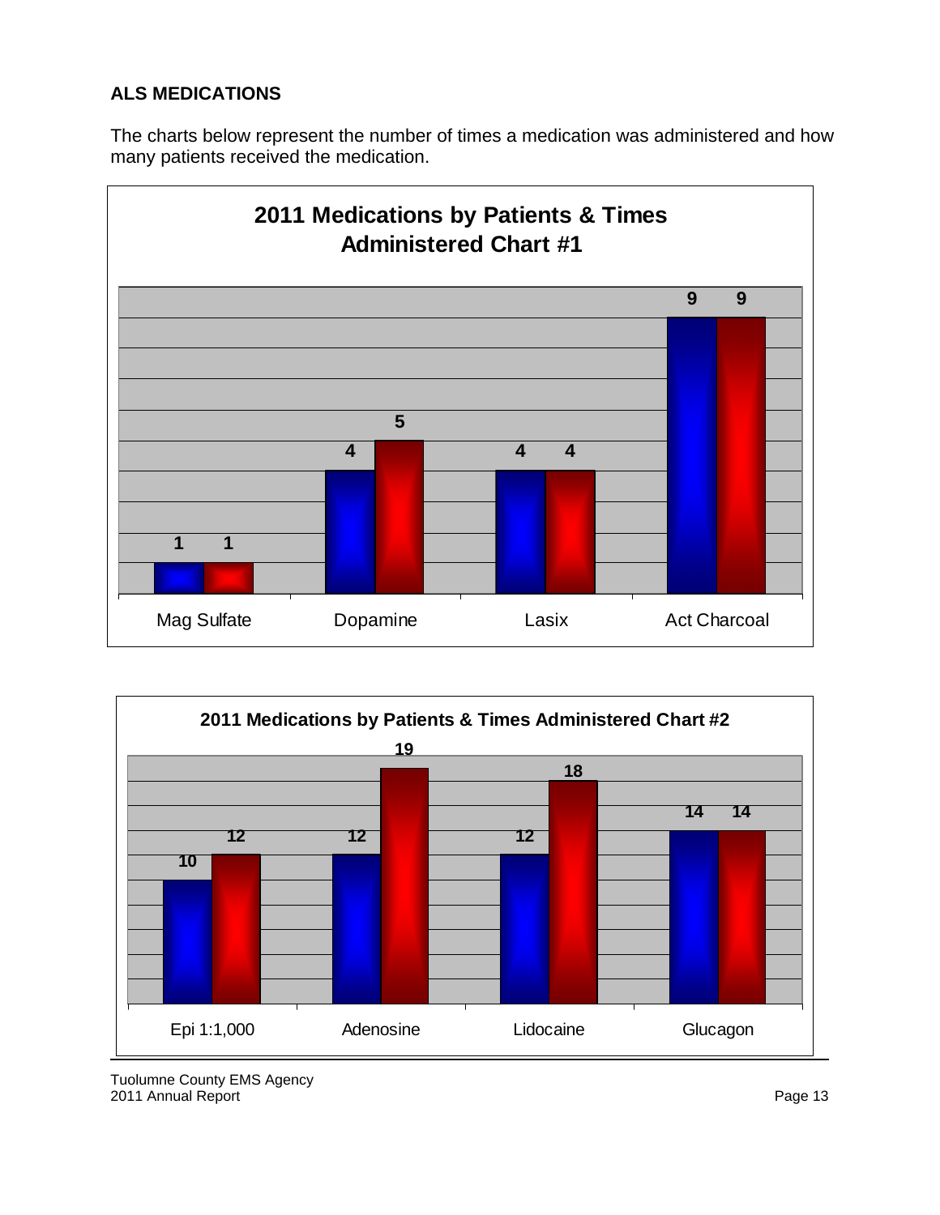**ALS MEDICATIONS**

The charts below represent the number of times a medication was administered and how many patients received the medication.

**2011 Medications by Patients & Times Administered Chart #1**

| Medication | Patients | Times Administered |
|---|---|---|
| Mag Sulfate | 1 | 1 |
| Dopamine | 4 | 5 |
| Lasix | 4 | 4 |
| Act Charcoal | 9 | 9 |

**2011 Medications by Patients & Times Administered Chart #2**

| Medication | Patients | Times Administered |
|---|---|---|
| Epi 1:1,000 | 10 | 12 |
| Adenosine | 12 | 19 |
| Lidocaine | 12 | 18 |
| Glucagon | 14 | 14 |

Tuolumne County EMS Agency
2011 Annual Report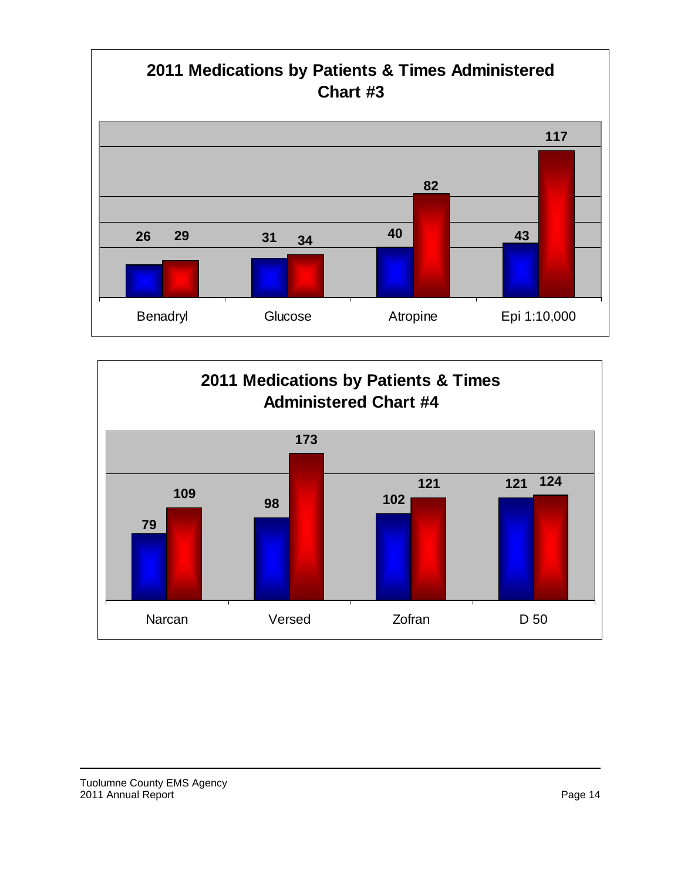## 2011 Medications by Patients & Times Administered Chart #3

| | Patients | Times Administered |
|---|---|---|
| Benadryl | 26 | 29 |
| Glucose | 31 | 34 |
| Atropine | 40 | 82 |
| Epi 1:10,000 | 43 | 117 |

## 2011 Medications by Patients & Times Administered Chart #4

| | Patients | Times Administered |
|---|---|---|
| Narcan | 79 | 109 |
| Versed | 98 | 173 |
| Zofran | 102 | 121 |
| D 50 | 121 | 124 |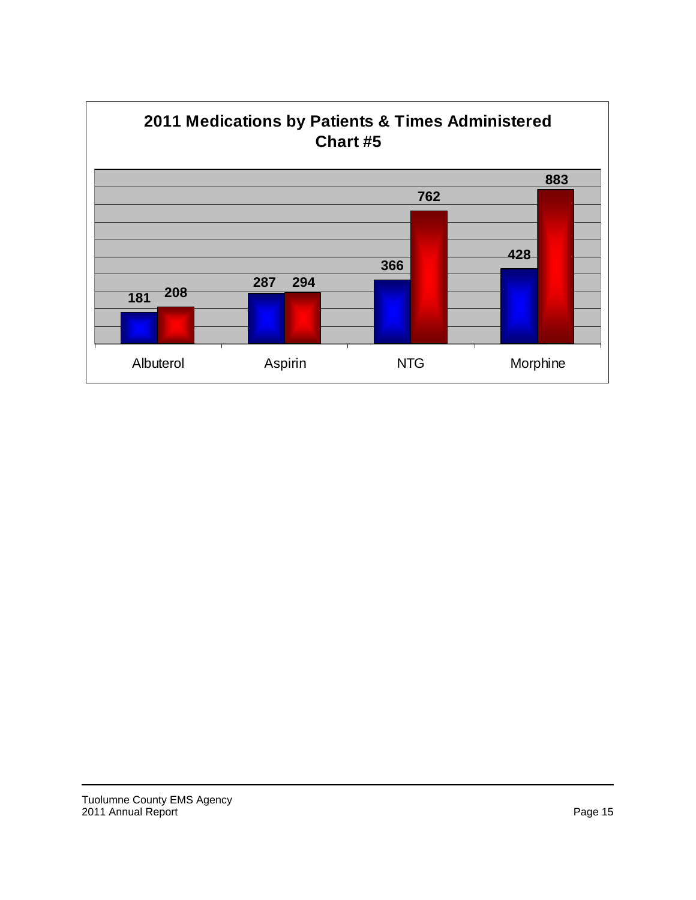## 2011 Medications by Patients & Times Administered
### Chart #5

| | Patients | Times Administered |
|---|---|---|
| Albuterol | 181 | 208 |
| Aspirin | 287 | 294 |
| NTG | 366 | 762 |
| Morphine | 428 | 883 |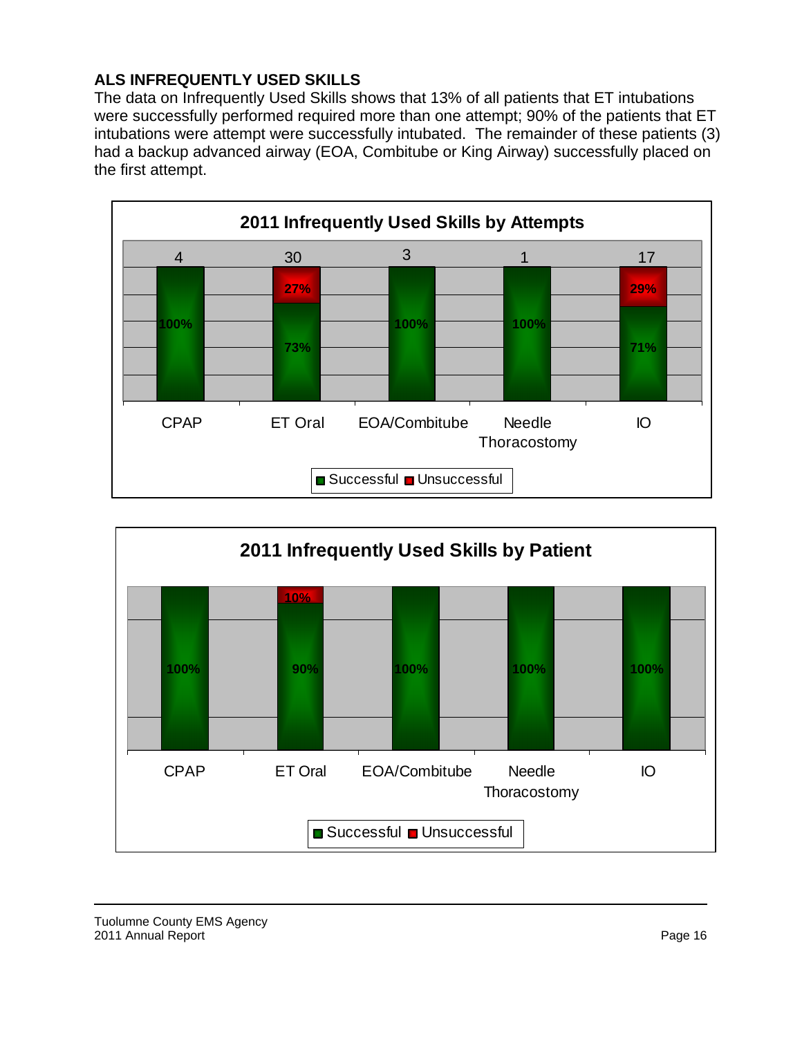## ALS INFREQUENTLY USED SKILLS

The data on Infrequently Used Skills shows that 13% of all patients that ET intubations were successfully performed required more than one attempt; 90% of the patients that ET intubations were attempt were successfully intubated. The remainder of these patients (3) had a backup advanced airway (EOA, Combitube or King Airway) successfully placed on the first attempt.

**2011 Infrequently Used Skills by Attempts**

| Skill | Attempts | Successful | Unsuccessful |
| --- | --- | --- | --- |
| CPAP | 4 | 100% | |
| ET Oral | 30 | 73% | 27% |
| EOA/Combitube | 3 | 100% | |
| Needle Thoracostomy | 1 | 100% | |
| IO | 17 | 71% | 29% |

**2011 Infrequently Used Skills by Patient**

| Skill | Successful | Unsuccessful |
| --- | --- | --- |
| CPAP | 100% | |
| ET Oral | 90% | 10% |
| EOA/Combitube | 100% | |
| Needle Thoracostomy | 100% | |
| IO | 100% | |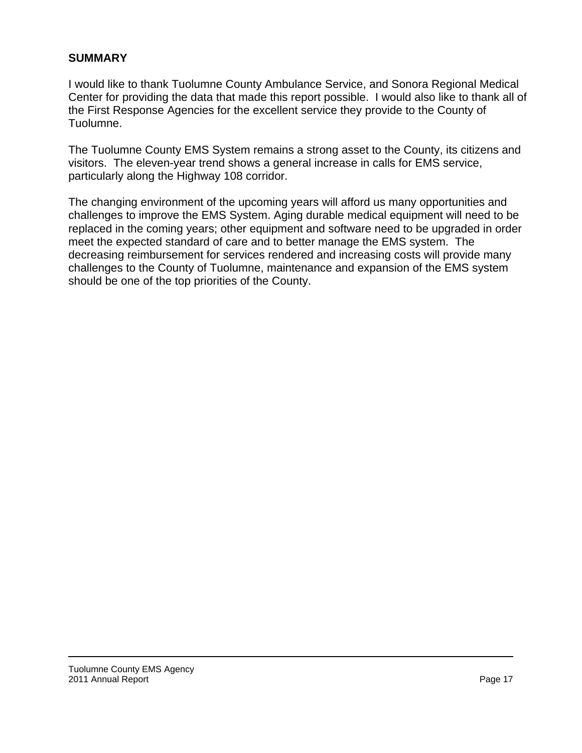## SUMMARY

I would like to thank Tuolumne County Ambulance Service, and Sonora Regional Medical Center for providing the data that made this report possible. I would also like to thank all of the First Response Agencies for the excellent service they provide to the County of Tuolumne.

The Tuolumne County EMS System remains a strong asset to the County, its citizens and visitors. The eleven-year trend shows a general increase in calls for EMS service, particularly along the Highway 108 corridor.

The changing environment of the upcoming years will afford us many opportunities and challenges to improve the EMS System. Aging durable medical equipment will need to be replaced in the coming years; other equipment and software need to be upgraded in order meet the expected standard of care and to better manage the EMS system. The decreasing reimbursement for services rendered and increasing costs will provide many challenges to the County of Tuolumne, maintenance and expansion of the EMS system should be one of the top priorities of the County.